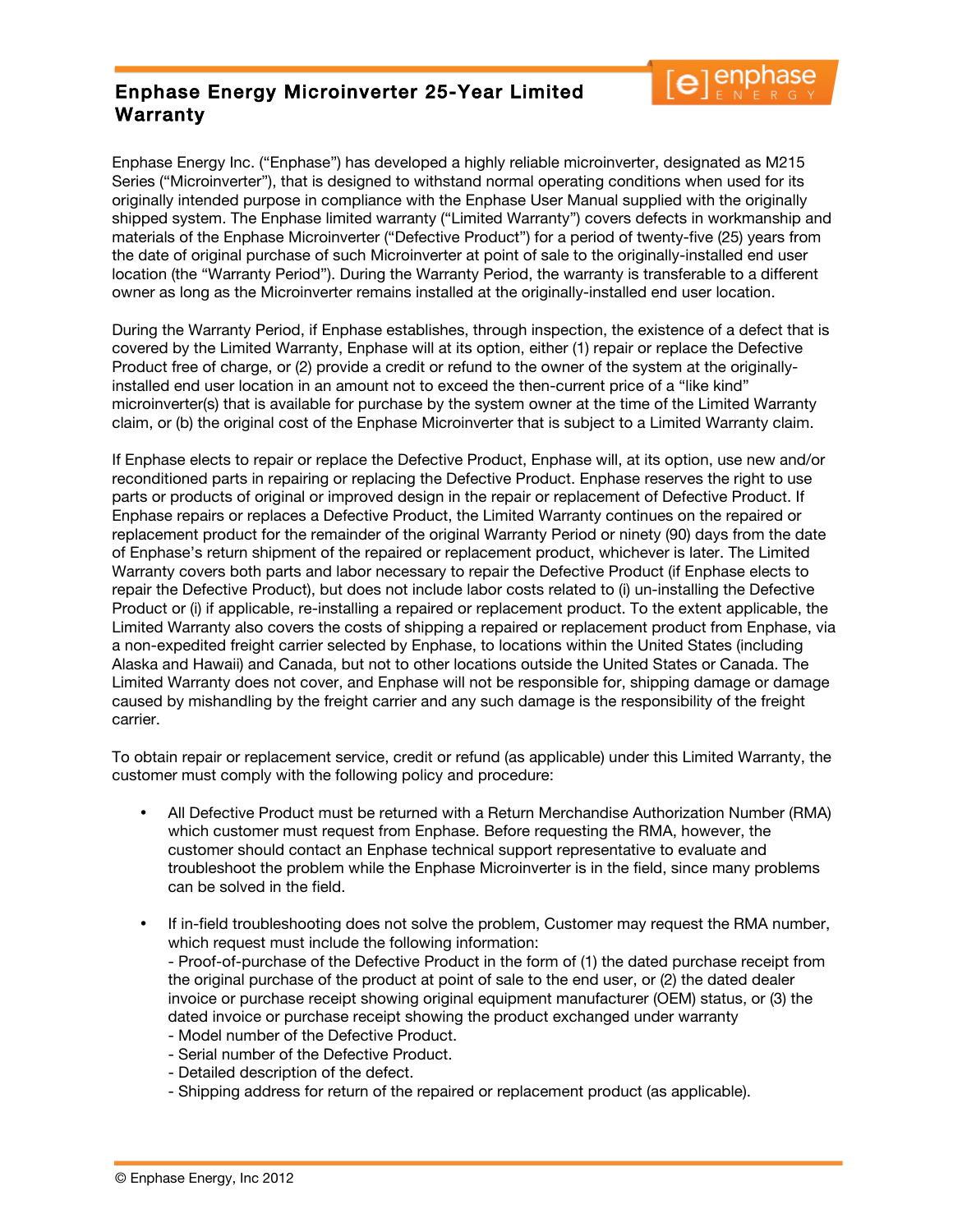# Enphase Energy Microinverter 25-Year Limited Warranty

Enphase Energy Inc. ("Enphase") has developed a highly reliable microinverter, designated as M215 Series ("Microinverter"), that is designed to withstand normal operating conditions when used for its originally intended purpose in compliance with the Enphase User Manual supplied with the originally shipped system. The Enphase limited warranty ("Limited Warranty") covers defects in workmanship and materials of the Enphase Microinverter ("Defective Product") for a period of twenty-five (25) years from the date of original purchase of such Microinverter at point of sale to the originally-installed end user location (the "Warranty Period"). During the Warranty Period, the warranty is transferable to a different owner as long as the Microinverter remains installed at the originally-installed end user location.

During the Warranty Period, if Enphase establishes, through inspection, the existence of a defect that is covered by the Limited Warranty, Enphase will at its option, either (1) repair or replace the Defective Product free of charge, or (2) provide a credit or refund to the owner of the system at the originally-installed end user location in an amount not to exceed the then-current price of a "like kind" microinverter(s) that is available for purchase by the system owner at the time of the Limited Warranty claim, or (b) the original cost of the Enphase Microinverter that is subject to a Limited Warranty claim.

If Enphase elects to repair or replace the Defective Product, Enphase will, at its option, use new and/or reconditioned parts in repairing or replacing the Defective Product. Enphase reserves the right to use parts or products of original or improved design in the repair or replacement of Defective Product. If Enphase repairs or replaces a Defective Product, the Limited Warranty continues on the repaired or replacement product for the remainder of the original Warranty Period or ninety (90) days from the date of Enphase's return shipment of the repaired or replacement product, whichever is later. The Limited Warranty covers both parts and labor necessary to repair the Defective Product (if Enphase elects to repair the Defective Product), but does not include labor costs related to (i) un-installing the Defective Product or (i) if applicable, re-installing a repaired or replacement product. To the extent applicable, the Limited Warranty also covers the costs of shipping a repaired or replacement product from Enphase, via a non-expedited freight carrier selected by Enphase, to locations within the United States (including Alaska and Hawaii) and Canada, but not to other locations outside the United States or Canada. The Limited Warranty does not cover, and Enphase will not be responsible for, shipping damage or damage caused by mishandling by the freight carrier and any such damage is the responsibility of the freight carrier.

To obtain repair or replacement service, credit or refund (as applicable) under this Limited Warranty, the customer must comply with the following policy and procedure:

- All Defective Product must be returned with a Return Merchandise Authorization Number (RMA) which customer must request from Enphase. Before requesting the RMA, however, the customer should contact an Enphase technical support representative to evaluate and troubleshoot the problem while the Enphase Microinverter is in the field, since many problems can be solved in the field.

- If in-field troubleshooting does not solve the problem, Customer may request the RMA number, which request must include the following information:
  - Proof-of-purchase of the Defective Product in the form of (1) the dated purchase receipt from the original purchase of the product at point of sale to the end user, or (2) the dated dealer invoice or purchase receipt showing original equipment manufacturer (OEM) status, or (3) the dated invoice or purchase receipt showing the product exchanged under warranty
  - Model number of the Defective Product.
  - Serial number of the Defective Product.
  - Detailed description of the defect.
  - Shipping address for return of the repaired or replacement product (as applicable).

© Enphase Energy, Inc 2012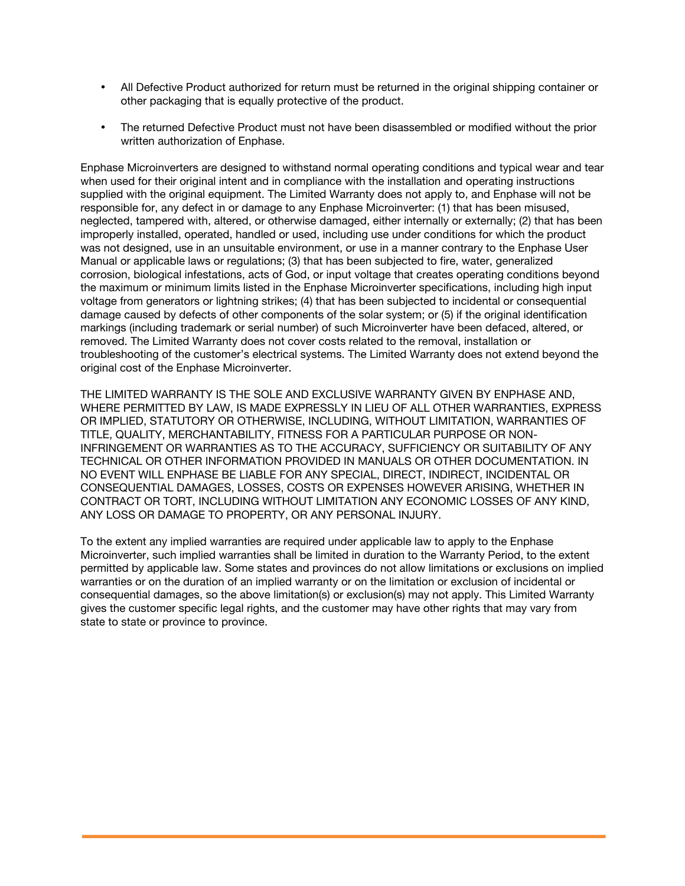- All Defective Product authorized for return must be returned in the original shipping container or other packaging that is equally protective of the product.
- The returned Defective Product must not have been disassembled or modified without the prior written authorization of Enphase.

Enphase Microinverters are designed to withstand normal operating conditions and typical wear and tear when used for their original intent and in compliance with the installation and operating instructions supplied with the original equipment. The Limited Warranty does not apply to, and Enphase will not be responsible for, any defect in or damage to any Enphase Microinverter: (1) that has been misused, neglected, tampered with, altered, or otherwise damaged, either internally or externally; (2) that has been improperly installed, operated, handled or used, including use under conditions for which the product was not designed, use in an unsuitable environment, or use in a manner contrary to the Enphase User Manual or applicable laws or regulations; (3) that has been subjected to fire, water, generalized corrosion, biological infestations, acts of God, or input voltage that creates operating conditions beyond the maximum or minimum limits listed in the Enphase Microinverter specifications, including high input voltage from generators or lightning strikes; (4) that has been subjected to incidental or consequential damage caused by defects of other components of the solar system; or (5) if the original identification markings (including trademark or serial number) of such Microinverter have been defaced, altered, or removed. The Limited Warranty does not cover costs related to the removal, installation or troubleshooting of the customer's electrical systems. The Limited Warranty does not extend beyond the original cost of the Enphase Microinverter.

THE LIMITED WARRANTY IS THE SOLE AND EXCLUSIVE WARRANTY GIVEN BY ENPHASE AND, WHERE PERMITTED BY LAW, IS MADE EXPRESSLY IN LIEU OF ALL OTHER WARRANTIES, EXPRESS OR IMPLIED, STATUTORY OR OTHERWISE, INCLUDING, WITHOUT LIMITATION, WARRANTIES OF TITLE, QUALITY, MERCHANTABILITY, FITNESS FOR A PARTICULAR PURPOSE OR NON-INFRINGEMENT OR WARRANTIES AS TO THE ACCURACY, SUFFICIENCY OR SUITABILITY OF ANY TECHNICAL OR OTHER INFORMATION PROVIDED IN MANUALS OR OTHER DOCUMENTATION. IN NO EVENT WILL ENPHASE BE LIABLE FOR ANY SPECIAL, DIRECT, INDIRECT, INCIDENTAL OR CONSEQUENTIAL DAMAGES, LOSSES, COSTS OR EXPENSES HOWEVER ARISING, WHETHER IN CONTRACT OR TORT, INCLUDING WITHOUT LIMITATION ANY ECONOMIC LOSSES OF ANY KIND, ANY LOSS OR DAMAGE TO PROPERTY, OR ANY PERSONAL INJURY.

To the extent any implied warranties are required under applicable law to apply to the Enphase Microinverter, such implied warranties shall be limited in duration to the Warranty Period, to the extent permitted by applicable law. Some states and provinces do not allow limitations or exclusions on implied warranties or on the duration of an implied warranty or on the limitation or exclusion of incidental or consequential damages, so the above limitation(s) or exclusion(s) may not apply. This Limited Warranty gives the customer specific legal rights, and the customer may have other rights that may vary from state to state or province to province.